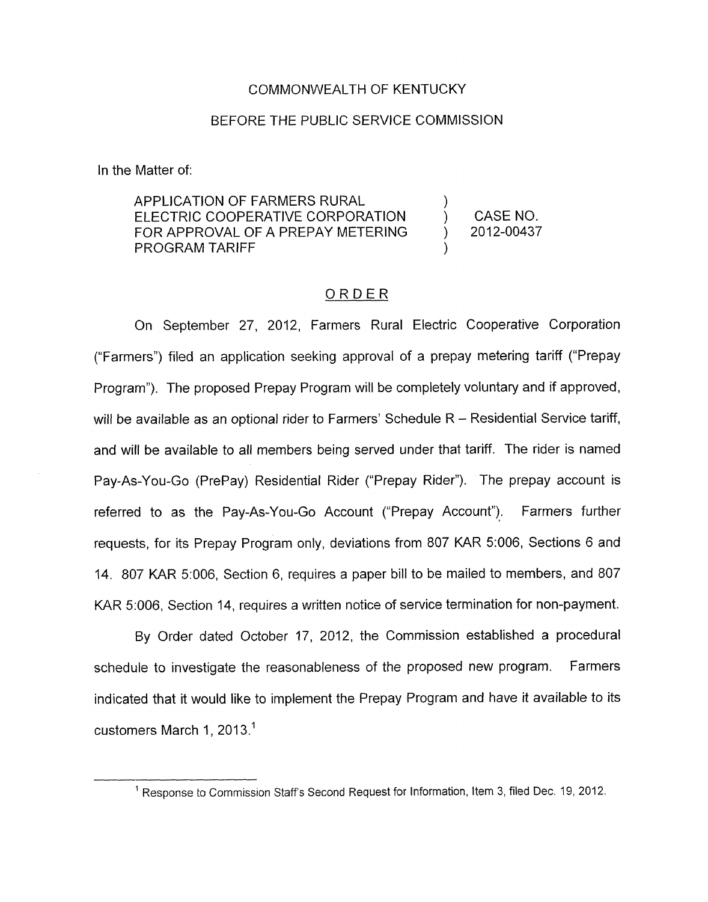COMMONWEALTH OF KENTUCKY

BEFORE THE PUBLIC SERVICE COMMISSION

In the Matter of:

| | | |
|---|---|---|
| APPLICATION OF FARMERS RURAL ELECTRIC COOPERATIVE CORPORATION FOR APPROVAL OF A PREPAY METERING PROGRAM TARIFF | ) ) ) ) | CASE NO. 2012-00437 |

## ORDER

On September 27, 2012, Farmers Rural Electric Cooperative Corporation ("Farmers") filed an application seeking approval of a prepay metering tariff ("Prepay Program"). The proposed Prepay Program will be completely voluntary and if approved, will be available as an optional rider to Farmers' Schedule R – Residential Service tariff, and will be available to all members being served under that tariff. The rider is named Pay-As-You-Go (PrePay) Residential Rider ("Prepay Rider"). The prepay account is referred to as the Pay-As-You-Go Account ("Prepay Account"). Farmers further requests, for its Prepay Program only, deviations from 807 KAR 5:006, Sections 6 and 14. 807 KAR 5:006, Section 6, requires a paper bill to be mailed to members, and 807 KAR 5:006, Section 14, requires a written notice of service termination for non-payment.

By Order dated October 17, 2012, the Commission established a procedural schedule to investigate the reasonableness of the proposed new program. Farmers indicated that it would like to implement the Prepay Program and have it available to its customers March 1, 2013.[1]

[1] Response to Commission Staff's Second Request for Information, Item 3, filed Dec. 19, 2012.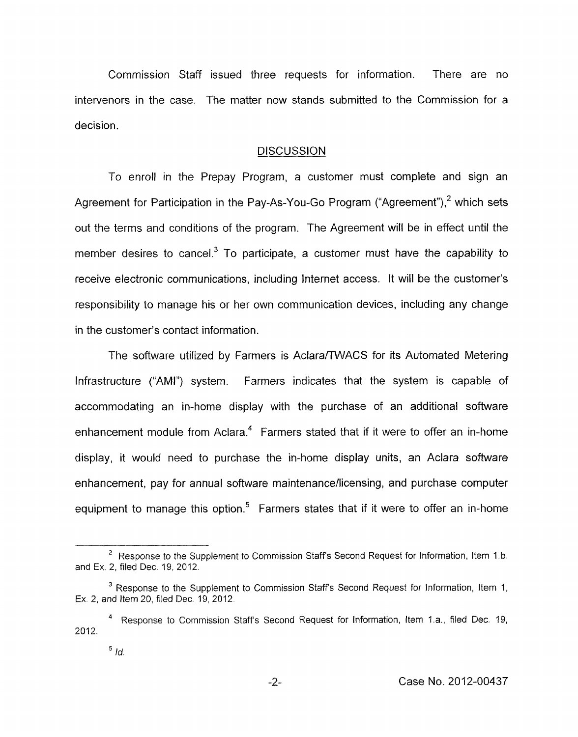Commission Staff issued three requests for information. There are no intervenors in the case. The matter now stands submitted to the Commission for a decision.

## DISCUSSION

To enroll in the Prepay Program, a customer must complete and sign an Agreement for Participation in the Pay-As-You-Go Program ("Agreement"),[2] which sets out the terms and conditions of the program. The Agreement will be in effect until the member desires to cancel.[3] To participate, a customer must have the capability to receive electronic communications, including Internet access. It will be the customer's responsibility to manage his or her own communication devices, including any change in the customer's contact information.

The software utilized by Farmers is Aclara/TWACS for its Automated Metering Infrastructure ("AMI") system. Farmers indicates that the system is capable of accommodating an in-home display with the purchase of an additional software enhancement module from Aclara.[4] Farmers stated that if it were to offer an in-home display, it would need to purchase the in-home display units, an Aclara software enhancement, pay for annual software maintenance/licensing, and purchase computer equipment to manage this option.[5] Farmers states that if it were to offer an in-home

---

[2] Response to the Supplement to Commission Staff's Second Request for Information, Item 1.b. and Ex. 2, filed Dec. 19, 2012.

[3] Response to the Supplement to Commission Staff's Second Request for Information, Item 1, Ex. 2, and Item 20, filed Dec. 19, 2012.

[4] Response to Commission Staff's Second Request for Information, Item 1.a., filed Dec. 19, 2012.

[5] *Id.*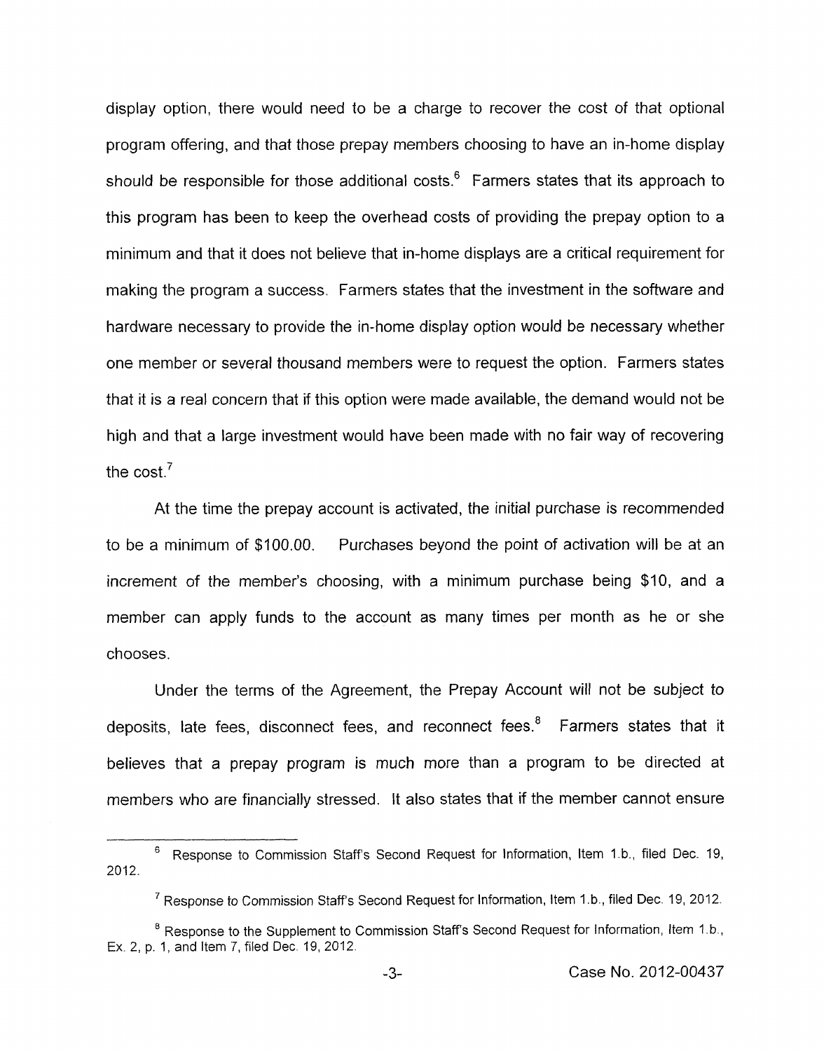display option, there would need to be a charge to recover the cost of that optional program offering, and that those prepay members choosing to have an in-home display should be responsible for those additional costs.[6] Farmers states that its approach to this program has been to keep the overhead costs of providing the prepay option to a minimum and that it does not believe that in-home displays are a critical requirement for making the program a success. Farmers states that the investment in the software and hardware necessary to provide the in-home display option would be necessary whether one member or several thousand members were to request the option. Farmers states that it is a real concern that if this option were made available, the demand would not be high and that a large investment would have been made with no fair way of recovering the cost.[7]

At the time the prepay account is activated, the initial purchase is recommended to be a minimum of $100.00. Purchases beyond the point of activation will be at an increment of the member's choosing, with a minimum purchase being $10, and a member can apply funds to the account as many times per month as he or she chooses.

Under the terms of the Agreement, the Prepay Account will not be subject to deposits, late fees, disconnect fees, and reconnect fees.[8] Farmers states that it believes that a prepay program is much more than a program to be directed at members who are financially stressed. It also states that if the member cannot ensure

---

[6] Response to Commission Staff's Second Request for Information, Item 1.b., filed Dec. 19, 2012.

[7] Response to Commission Staff's Second Request for Information, Item 1.b., filed Dec. 19, 2012.

[8] Response to the Supplement to Commission Staff's Second Request for Information, Item 1.b., Ex. 2, p. 1, and Item 7, filed Dec. 19, 2012.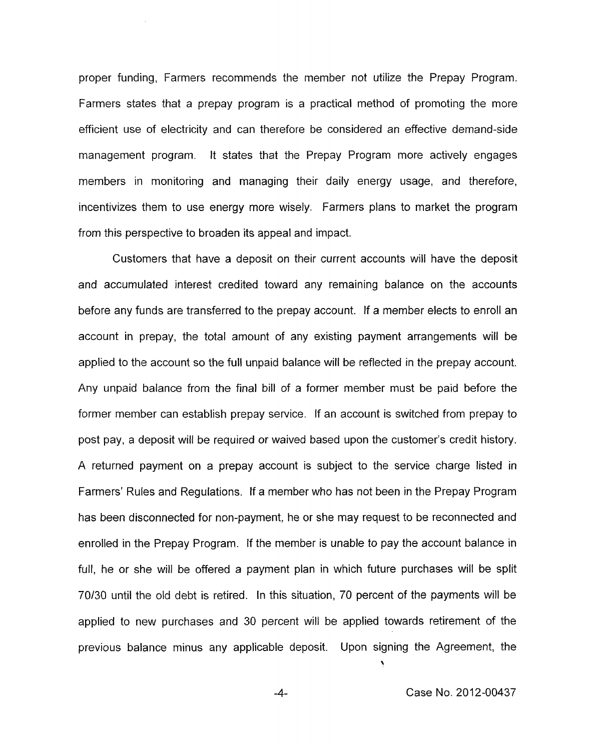proper funding, Farmers recommends the member not utilize the Prepay Program. Farmers states that a prepay program is a practical method of promoting the more efficient use of electricity and can therefore be considered an effective demand-side management program. It states that the Prepay Program more actively engages members in monitoring and managing their daily energy usage, and therefore, incentivizes them to use energy more wisely. Farmers plans to market the program from this perspective to broaden its appeal and impact.

Customers that have a deposit on their current accounts will have the deposit and accumulated interest credited toward any remaining balance on the accounts before any funds are transferred to the prepay account. If a member elects to enroll an account in prepay, the total amount of any existing payment arrangements will be applied to the account so the full unpaid balance will be reflected in the prepay account. Any unpaid balance from the final bill of a former member must be paid before the former member can establish prepay service. If an account is switched from prepay to post pay, a deposit will be required or waived based upon the customer's credit history. A returned payment on a prepay account is subject to the service charge listed in Farmers' Rules and Regulations. If a member who has not been in the Prepay Program has been disconnected for non-payment, he or she may request to be reconnected and enrolled in the Prepay Program. If the member is unable to pay the account balance in full, he or she will be offered a payment plan in which future purchases will be split 70/30 until the old debt is retired. In this situation, 70 percent of the payments will be applied to new purchases and 30 percent will be applied towards retirement of the previous balance minus any applicable deposit. Upon signing the Agreement, the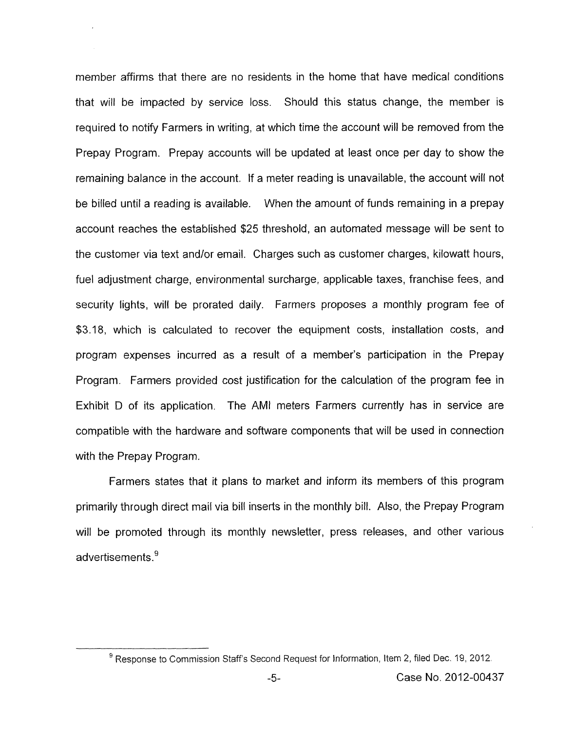member affirms that there are no residents in the home that have medical conditions that will be impacted by service loss. Should this status change, the member is required to notify Farmers in writing, at which time the account will be removed from the Prepay Program. Prepay accounts will be updated at least once per day to show the remaining balance in the account. If a meter reading is unavailable, the account will not be billed until a reading is available. When the amount of funds remaining in a prepay account reaches the established $25 threshold, an automated message will be sent to the customer via text and/or email. Charges such as customer charges, kilowatt hours, fuel adjustment charge, environmental surcharge, applicable taxes, franchise fees, and security lights, will be prorated daily. Farmers proposes a monthly program fee of $3.18, which is calculated to recover the equipment costs, installation costs, and program expenses incurred as a result of a member's participation in the Prepay Program. Farmers provided cost justification for the calculation of the program fee in Exhibit D of its application. The AMI meters Farmers currently has in service are compatible with the hardware and software components that will be used in connection with the Prepay Program.

Farmers states that it plans to market and inform its members of this program primarily through direct mail via bill inserts in the monthly bill. Also, the Prepay Program will be promoted through its monthly newsletter, press releases, and other various advertisements.[9]

[9] Response to Commission Staff's Second Request for Information, Item 2, filed Dec. 19, 2012.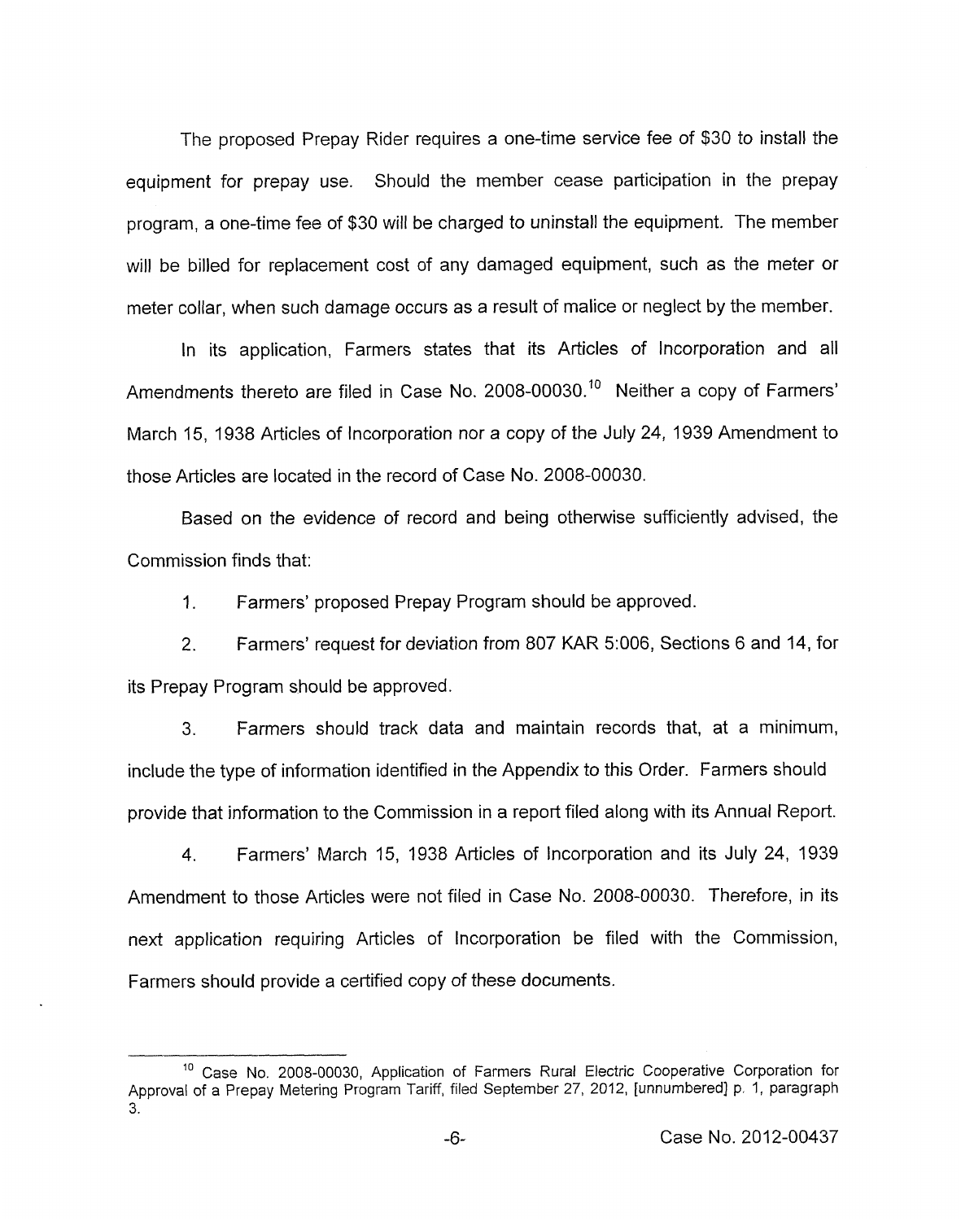The proposed Prepay Rider requires a one-time service fee of $30 to install the equipment for prepay use. Should the member cease participation in the prepay program, a one-time fee of $30 will be charged to uninstall the equipment. The member will be billed for replacement cost of any damaged equipment, such as the meter or meter collar, when such damage occurs as a result of malice or neglect by the member.

In its application, Farmers states that its Articles of Incorporation and all Amendments thereto are filed in Case No. 2008-00030.[10] Neither a copy of Farmers' March 15, 1938 Articles of Incorporation nor a copy of the July 24, 1939 Amendment to those Articles are located in the record of Case No. 2008-00030.

Based on the evidence of record and being otherwise sufficiently advised, the Commission finds that:

1. Farmers' proposed Prepay Program should be approved.

2. Farmers' request for deviation from 807 KAR 5:006, Sections 6 and 14, for its Prepay Program should be approved.

3. Farmers should track data and maintain records that, at a minimum, include the type of information identified in the Appendix to this Order. Farmers should provide that information to the Commission in a report filed along with its Annual Report.

4. Farmers' March 15, 1938 Articles of Incorporation and its July 24, 1939 Amendment to those Articles were not filed in Case No. 2008-00030. Therefore, in its next application requiring Articles of Incorporation be filed with the Commission, Farmers should provide a certified copy of these documents.

---

[10] Case No. 2008-00030, Application of Farmers Rural Electric Cooperative Corporation for Approval of a Prepay Metering Program Tariff, filed September 27, 2012, [unnumbered] p. 1, paragraph 3.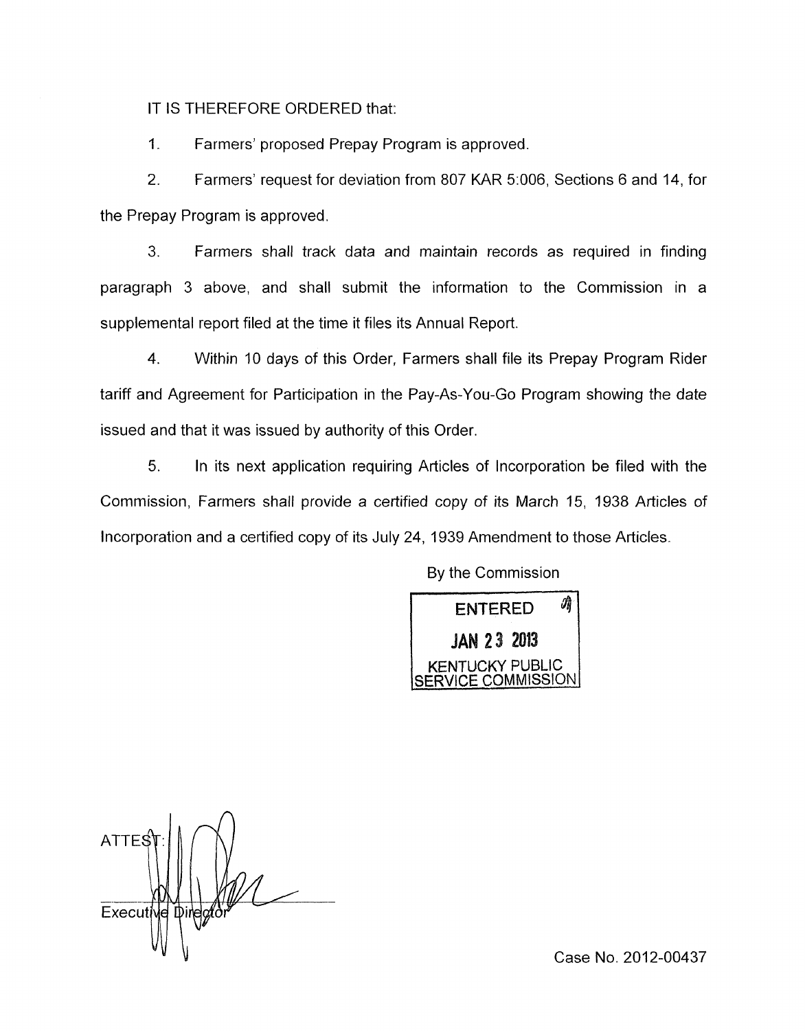IT IS THEREFORE ORDERED that:

1. Farmers' proposed Prepay Program is approved.

2. Farmers' request for deviation from 807 KAR 5:006, Sections 6 and 14, for the Prepay Program is approved.

3. Farmers shall track data and maintain records as required in finding paragraph 3 above, and shall submit the information to the Commission in a supplemental report filed at the time it files its Annual Report.

4. Within 10 days of this Order, Farmers shall file its Prepay Program Rider tariff and Agreement for Participation in the Pay-As-You-Go Program showing the date issued and that it was issued by authority of this Order.

5. In its next application requiring Articles of Incorporation be filed with the Commission, Farmers shall provide a certified copy of its March 15, 1938 Articles of Incorporation and a certified copy of its July 24, 1939 Amendment to those Articles.

By the Commission

ENTERED
JAN 23 2013
KENTUCKY PUBLIC SERVICE COMMISSION

ATTEST:

Executive Director

Case No. 2012-00437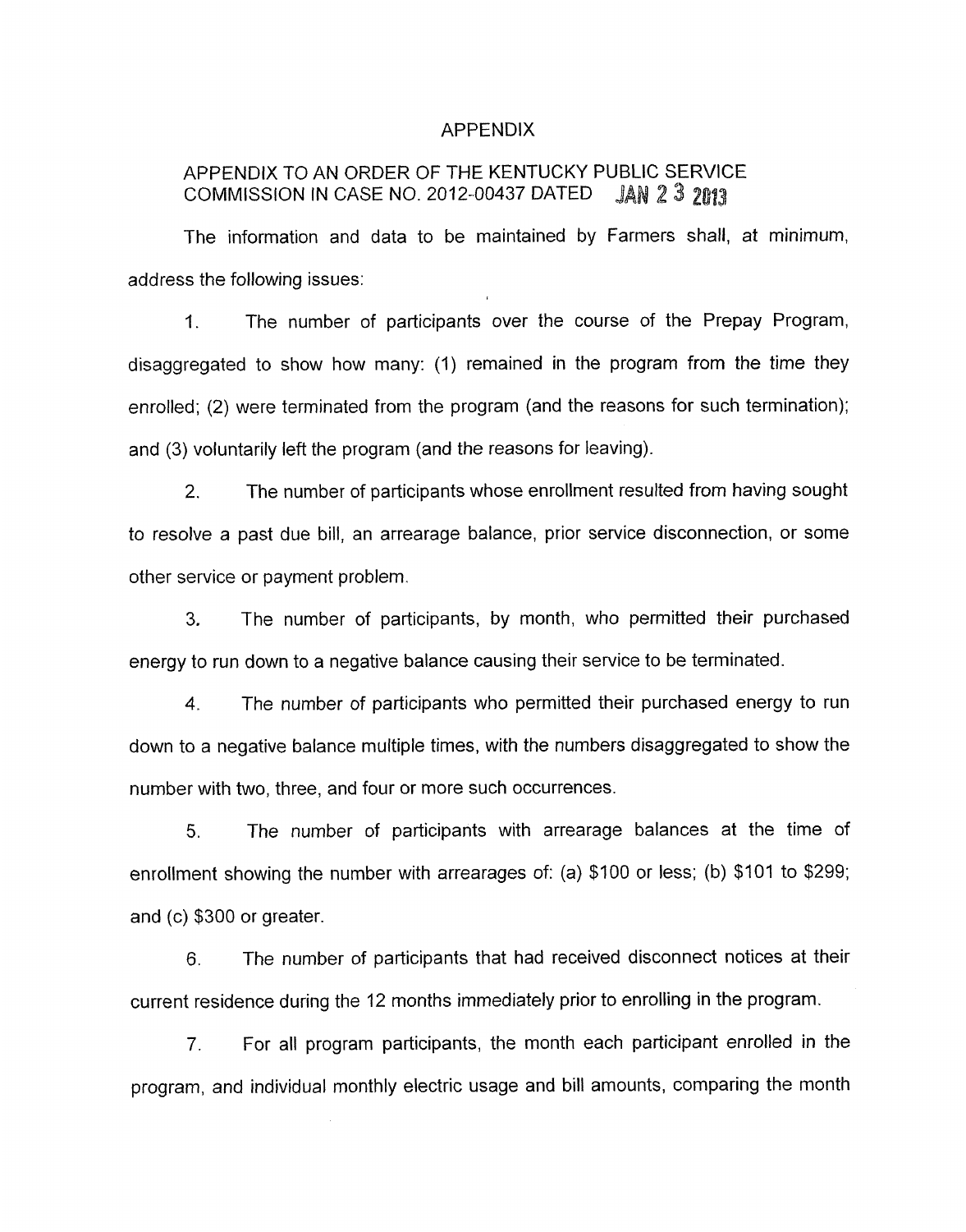# APPENDIX

## APPENDIX TO AN ORDER OF THE KENTUCKY PUBLIC SERVICE COMMISSION IN CASE NO. 2012-00437 DATED JAN 23 2013

The information and data to be maintained by Farmers shall, at minimum, address the following issues:

1. The number of participants over the course of the Prepay Program, disaggregated to show how many: (1) remained in the program from the time they enrolled; (2) were terminated from the program (and the reasons for such termination); and (3) voluntarily left the program (and the reasons for leaving).

2. The number of participants whose enrollment resulted from having sought to resolve a past due bill, an arrearage balance, prior service disconnection, or some other service or payment problem.

3. The number of participants, by month, who permitted their purchased energy to run down to a negative balance causing their service to be terminated.

4. The number of participants who permitted their purchased energy to run down to a negative balance multiple times, with the numbers disaggregated to show the number with two, three, and four or more such occurrences.

5. The number of participants with arrearage balances at the time of enrollment showing the number with arrearages of: (a) $100 or less; (b) $101 to $299; and (c) $300 or greater.

6. The number of participants that had received disconnect notices at their current residence during the 12 months immediately prior to enrolling in the program.

7. For all program participants, the month each participant enrolled in the program, and individual monthly electric usage and bill amounts, comparing the month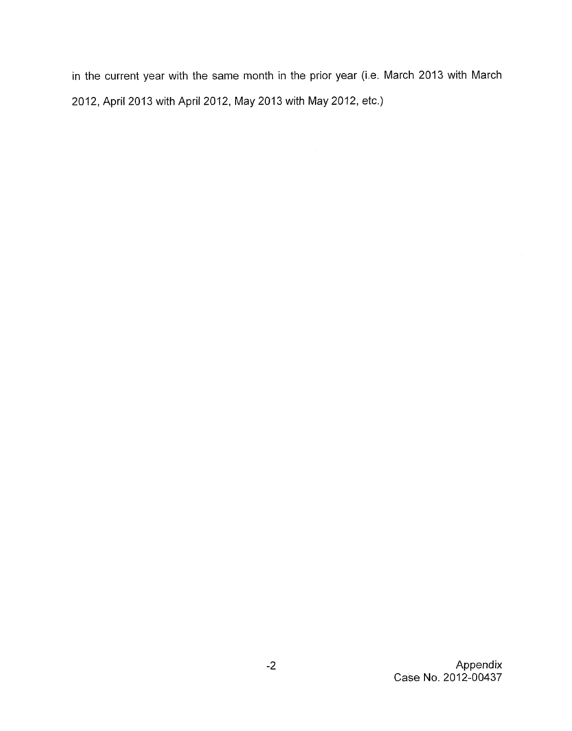in the current year with the same month in the prior year (i.e. March 2013 with March 2012, April 2013 with April 2012, May 2013 with May 2012, etc.)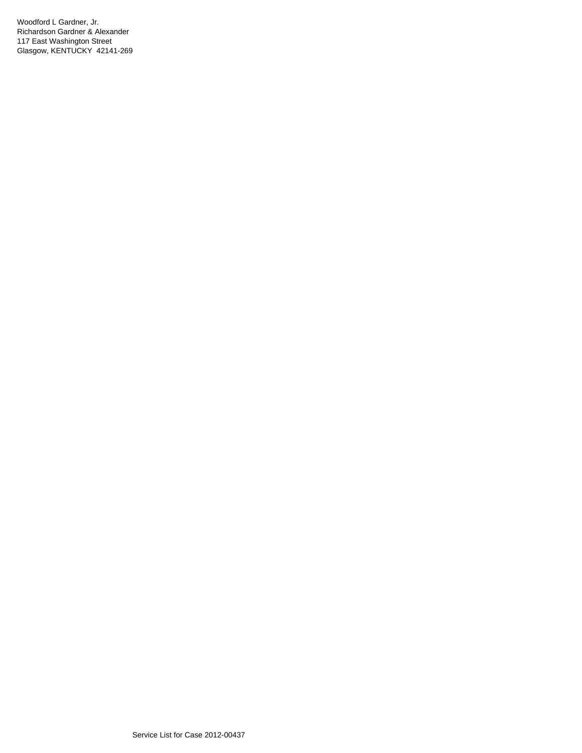Woodford L Gardner, Jr.
Richardson Gardner & Alexander
117 East Washington Street
Glasgow, KENTUCKY 42141-269

Service List for Case 2012-00437